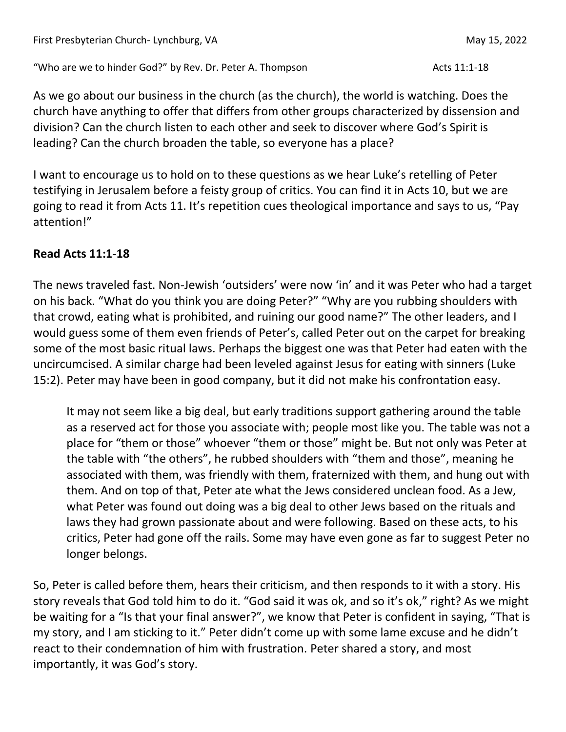First Presbyterian Church- Lynchburg, VA May 15, 2022

"Who are we to hinder God?" by Rev. Dr. Peter A. Thompson Acts 11:1-18

As we go about our business in the church (as the church), the world is watching. Does the church have anything to offer that differs from other groups characterized by dissension and division? Can the church listen to each other and seek to discover where God's Spirit is leading? Can the church broaden the table, so everyone has a place?

I want to encourage us to hold on to these questions as we hear Luke's retelling of Peter testifying in Jerusalem before a feisty group of critics. You can find it in Acts 10, but we are going to read it from Acts 11. It's repetition cues theological importance and says to us, "Pay attention!"

**Read Acts 11:1-18**

The news traveled fast. Non-Jewish 'outsiders' were now 'in' and it was Peter who had a target on his back. "What do you think you are doing Peter?" "Why are you rubbing shoulders with that crowd, eating what is prohibited, and ruining our good name?" The other leaders, and I would guess some of them even friends of Peter's, called Peter out on the carpet for breaking some of the most basic ritual laws. Perhaps the biggest one was that Peter had eaten with the uncircumcised. A similar charge had been leveled against Jesus for eating with sinners (Luke 15:2). Peter may have been in good company, but it did not make his confrontation easy.

> It may not seem like a big deal, but early traditions support gathering around the table as a reserved act for those you associate with; people most like you. The table was not a place for "them or those" whoever "them or those" might be. But not only was Peter at the table with "the others", he rubbed shoulders with "them and those", meaning he associated with them, was friendly with them, fraternized with them, and hung out with them. And on top of that, Peter ate what the Jews considered unclean food. As a Jew, what Peter was found out doing was a big deal to other Jews based on the rituals and laws they had grown passionate about and were following. Based on these acts, to his critics, Peter had gone off the rails. Some may have even gone as far to suggest Peter no longer belongs.

So, Peter is called before them, hears their criticism, and then responds to it with a story. His story reveals that God told him to do it. "God said it was ok, and so it's ok," right? As we might be waiting for a "Is that your final answer?", we know that Peter is confident in saying, "That is my story, and I am sticking to it." Peter didn't come up with some lame excuse and he didn't react to their condemnation of him with frustration. Peter shared a story, and most importantly, it was God's story.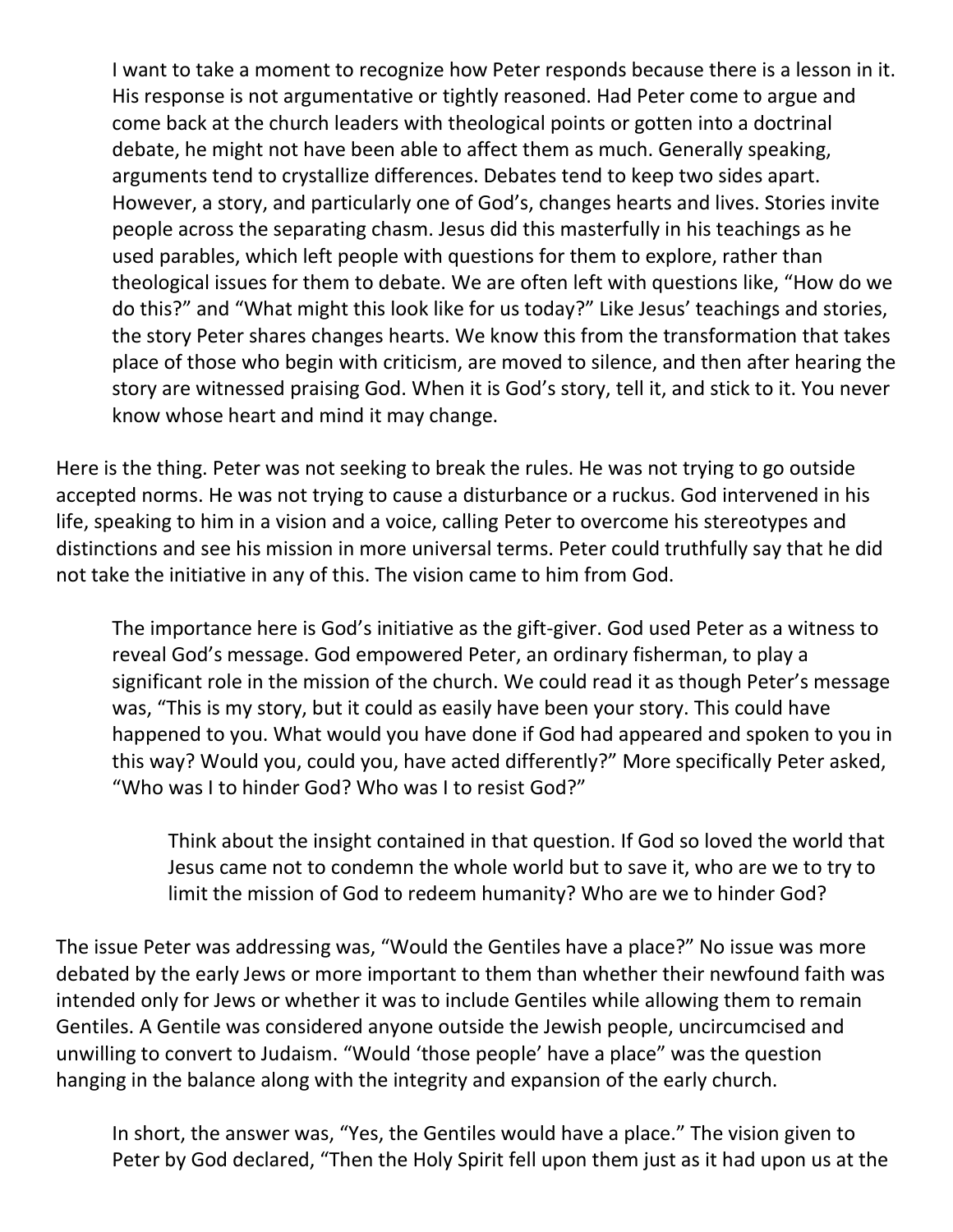I want to take a moment to recognize how Peter responds because there is a lesson in it. His response is not argumentative or tightly reasoned. Had Peter come to argue and come back at the church leaders with theological points or gotten into a doctrinal debate, he might not have been able to affect them as much. Generally speaking, arguments tend to crystallize differences. Debates tend to keep two sides apart. However, a story, and particularly one of God's, changes hearts and lives. Stories invite people across the separating chasm. Jesus did this masterfully in his teachings as he used parables, which left people with questions for them to explore, rather than theological issues for them to debate. We are often left with questions like, "How do we do this?" and "What might this look like for us today?" Like Jesus' teachings and stories, the story Peter shares changes hearts. We know this from the transformation that takes place of those who begin with criticism, are moved to silence, and then after hearing the story are witnessed praising God. When it is God's story, tell it, and stick to it. You never know whose heart and mind it may change.

Here is the thing. Peter was not seeking to break the rules. He was not trying to go outside accepted norms. He was not trying to cause a disturbance or a ruckus. God intervened in his life, speaking to him in a vision and a voice, calling Peter to overcome his stereotypes and distinctions and see his mission in more universal terms. Peter could truthfully say that he did not take the initiative in any of this. The vision came to him from God.

The importance here is God's initiative as the gift-giver. God used Peter as a witness to reveal God's message. God empowered Peter, an ordinary fisherman, to play a significant role in the mission of the church. We could read it as though Peter's message was, "This is my story, but it could as easily have been your story. This could have happened to you. What would you have done if God had appeared and spoken to you in this way? Would you, could you, have acted differently?" More specifically Peter asked, "Who was I to hinder God? Who was I to resist God?"

Think about the insight contained in that question. If God so loved the world that Jesus came not to condemn the whole world but to save it, who are we to try to limit the mission of God to redeem humanity? Who are we to hinder God?

The issue Peter was addressing was, "Would the Gentiles have a place?" No issue was more debated by the early Jews or more important to them than whether their newfound faith was intended only for Jews or whether it was to include Gentiles while allowing them to remain Gentiles. A Gentile was considered anyone outside the Jewish people, uncircumcised and unwilling to convert to Judaism. "Would 'those people' have a place" was the question hanging in the balance along with the integrity and expansion of the early church.

In short, the answer was, "Yes, the Gentiles would have a place." The vision given to Peter by God declared, "Then the Holy Spirit fell upon them just as it had upon us at the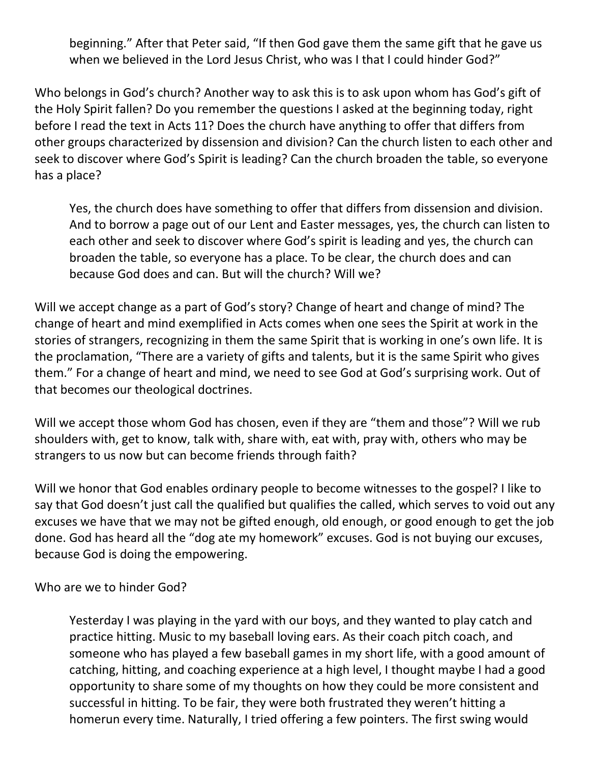beginning." After that Peter said, "If then God gave them the same gift that he gave us when we believed in the Lord Jesus Christ, who was I that I could hinder God?"

Who belongs in God's church? Another way to ask this is to ask upon whom has God's gift of the Holy Spirit fallen? Do you remember the questions I asked at the beginning today, right before I read the text in Acts 11? Does the church have anything to offer that differs from other groups characterized by dissension and division? Can the church listen to each other and seek to discover where God's Spirit is leading? Can the church broaden the table, so everyone has a place?

> Yes, the church does have something to offer that differs from dissension and division. And to borrow a page out of our Lent and Easter messages, yes, the church can listen to each other and seek to discover where God's spirit is leading and yes, the church can broaden the table, so everyone has a place. To be clear, the church does and can because God does and can. But will the church? Will we?

Will we accept change as a part of God's story? Change of heart and change of mind? The change of heart and mind exemplified in Acts comes when one sees the Spirit at work in the stories of strangers, recognizing in them the same Spirit that is working in one's own life. It is the proclamation, "There are a variety of gifts and talents, but it is the same Spirit who gives them." For a change of heart and mind, we need to see God at God's surprising work. Out of that becomes our theological doctrines.

Will we accept those whom God has chosen, even if they are "them and those"? Will we rub shoulders with, get to know, talk with, share with, eat with, pray with, others who may be strangers to us now but can become friends through faith?

Will we honor that God enables ordinary people to become witnesses to the gospel? I like to say that God doesn't just call the qualified but qualifies the called, which serves to void out any excuses we have that we may not be gifted enough, old enough, or good enough to get the job done. God has heard all the "dog ate my homework" excuses. God is not buying our excuses, because God is doing the empowering.

Who are we to hinder God?

> Yesterday I was playing in the yard with our boys, and they wanted to play catch and practice hitting. Music to my baseball loving ears. As their coach pitch coach, and someone who has played a few baseball games in my short life, with a good amount of catching, hitting, and coaching experience at a high level, I thought maybe I had a good opportunity to share some of my thoughts on how they could be more consistent and successful in hitting. To be fair, they were both frustrated they weren't hitting a homerun every time. Naturally, I tried offering a few pointers. The first swing would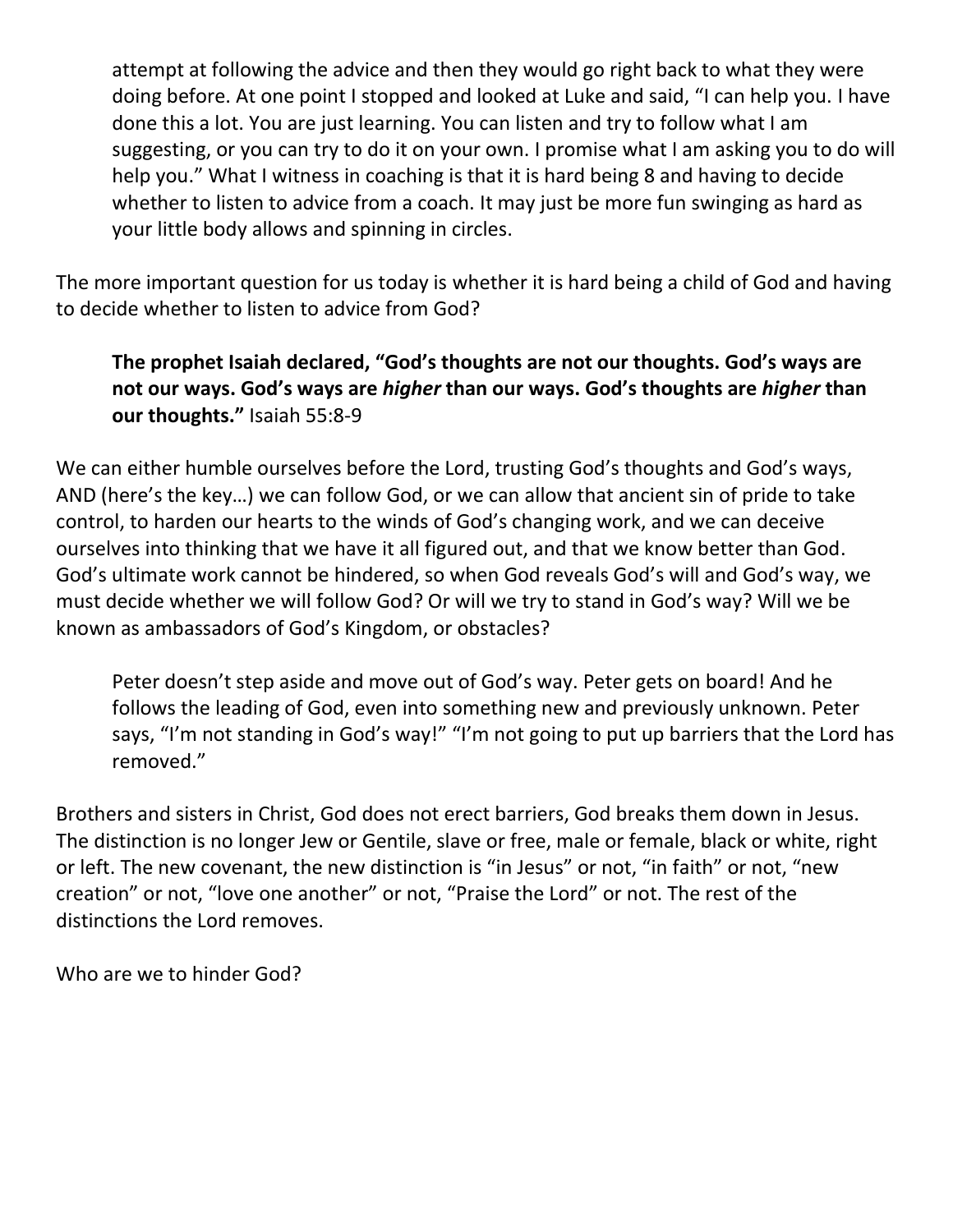attempt at following the advice and then they would go right back to what they were doing before. At one point I stopped and looked at Luke and said, "I can help you. I have done this a lot. You are just learning. You can listen and try to follow what I am suggesting, or you can try to do it on your own. I promise what I am asking you to do will help you." What I witness in coaching is that it is hard being 8 and having to decide whether to listen to advice from a coach. It may just be more fun swinging as hard as your little body allows and spinning in circles.

The more important question for us today is whether it is hard being a child of God and having to decide whether to listen to advice from God?

> **The prophet Isaiah declared, "God's thoughts are not our thoughts. God's ways are not our ways. God's ways are *higher* than our ways. God's thoughts are *higher* than our thoughts."** Isaiah 55:8-9

We can either humble ourselves before the Lord, trusting God's thoughts and God's ways, AND (here's the key…) we can follow God, or we can allow that ancient sin of pride to take control, to harden our hearts to the winds of God's changing work, and we can deceive ourselves into thinking that we have it all figured out, and that we know better than God. God's ultimate work cannot be hindered, so when God reveals God's will and God's way, we must decide whether we will follow God? Or will we try to stand in God's way? Will we be known as ambassadors of God's Kingdom, or obstacles?

> Peter doesn't step aside and move out of God's way. Peter gets on board! And he follows the leading of God, even into something new and previously unknown. Peter says, "I'm not standing in God's way!" "I'm not going to put up barriers that the Lord has removed."

Brothers and sisters in Christ, God does not erect barriers, God breaks them down in Jesus. The distinction is no longer Jew or Gentile, slave or free, male or female, black or white, right or left. The new covenant, the new distinction is "in Jesus" or not, "in faith" or not, "new creation" or not, "love one another" or not, "Praise the Lord" or not. The rest of the distinctions the Lord removes.

Who are we to hinder God?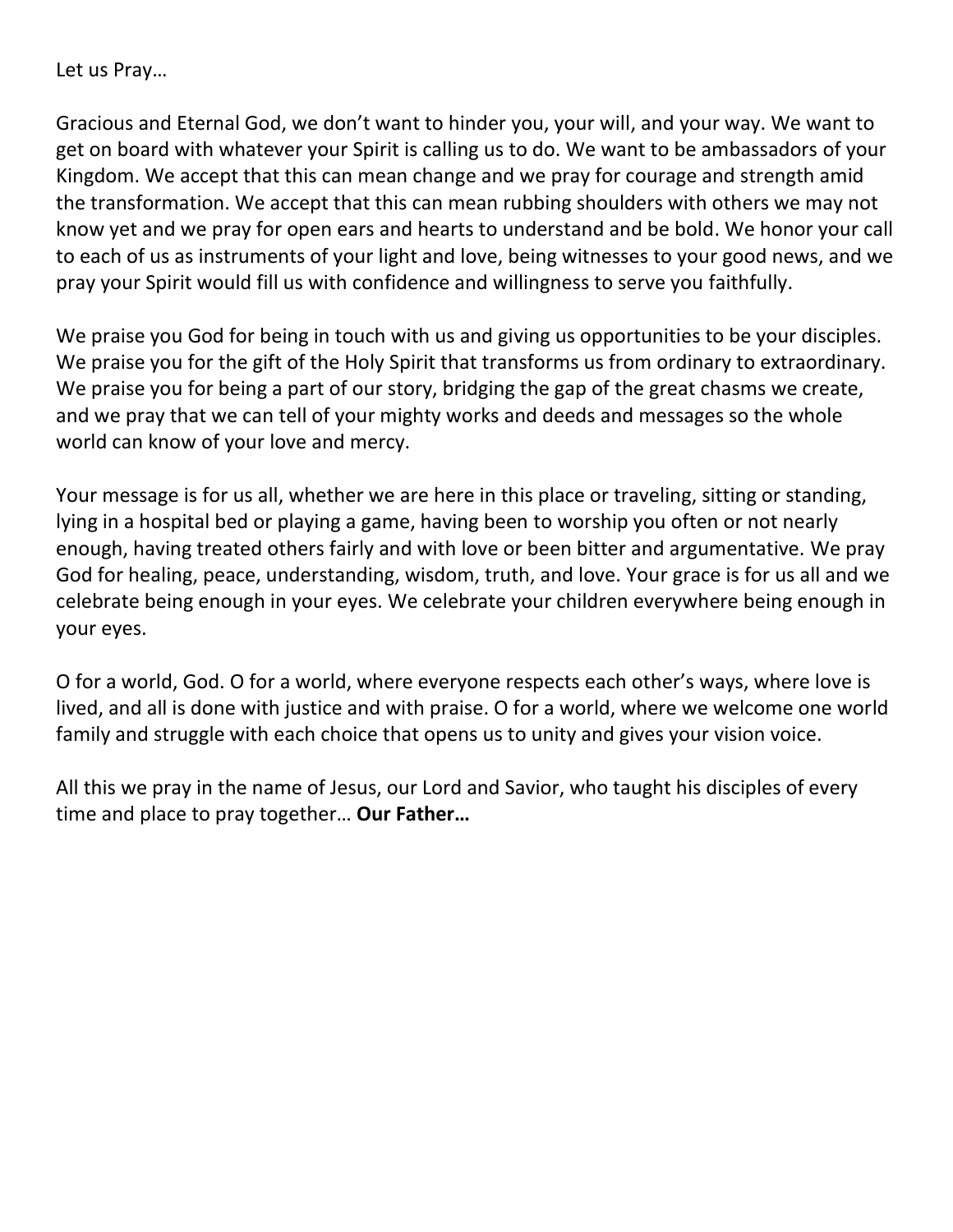Let us Pray…

Gracious and Eternal God, we don't want to hinder you, your will, and your way. We want to get on board with whatever your Spirit is calling us to do. We want to be ambassadors of your Kingdom. We accept that this can mean change and we pray for courage and strength amid the transformation. We accept that this can mean rubbing shoulders with others we may not know yet and we pray for open ears and hearts to understand and be bold. We honor your call to each of us as instruments of your light and love, being witnesses to your good news, and we pray your Spirit would fill us with confidence and willingness to serve you faithfully.

We praise you God for being in touch with us and giving us opportunities to be your disciples. We praise you for the gift of the Holy Spirit that transforms us from ordinary to extraordinary. We praise you for being a part of our story, bridging the gap of the great chasms we create, and we pray that we can tell of your mighty works and deeds and messages so the whole world can know of your love and mercy.

Your message is for us all, whether we are here in this place or traveling, sitting or standing, lying in a hospital bed or playing a game, having been to worship you often or not nearly enough, having treated others fairly and with love or been bitter and argumentative. We pray God for healing, peace, understanding, wisdom, truth, and love. Your grace is for us all and we celebrate being enough in your eyes. We celebrate your children everywhere being enough in your eyes.

O for a world, God. O for a world, where everyone respects each other's ways, where love is lived, and all is done with justice and with praise. O for a world, where we welcome one world family and struggle with each choice that opens us to unity and gives your vision voice.

All this we pray in the name of Jesus, our Lord and Savior, who taught his disciples of every time and place to pray together… **Our Father…**